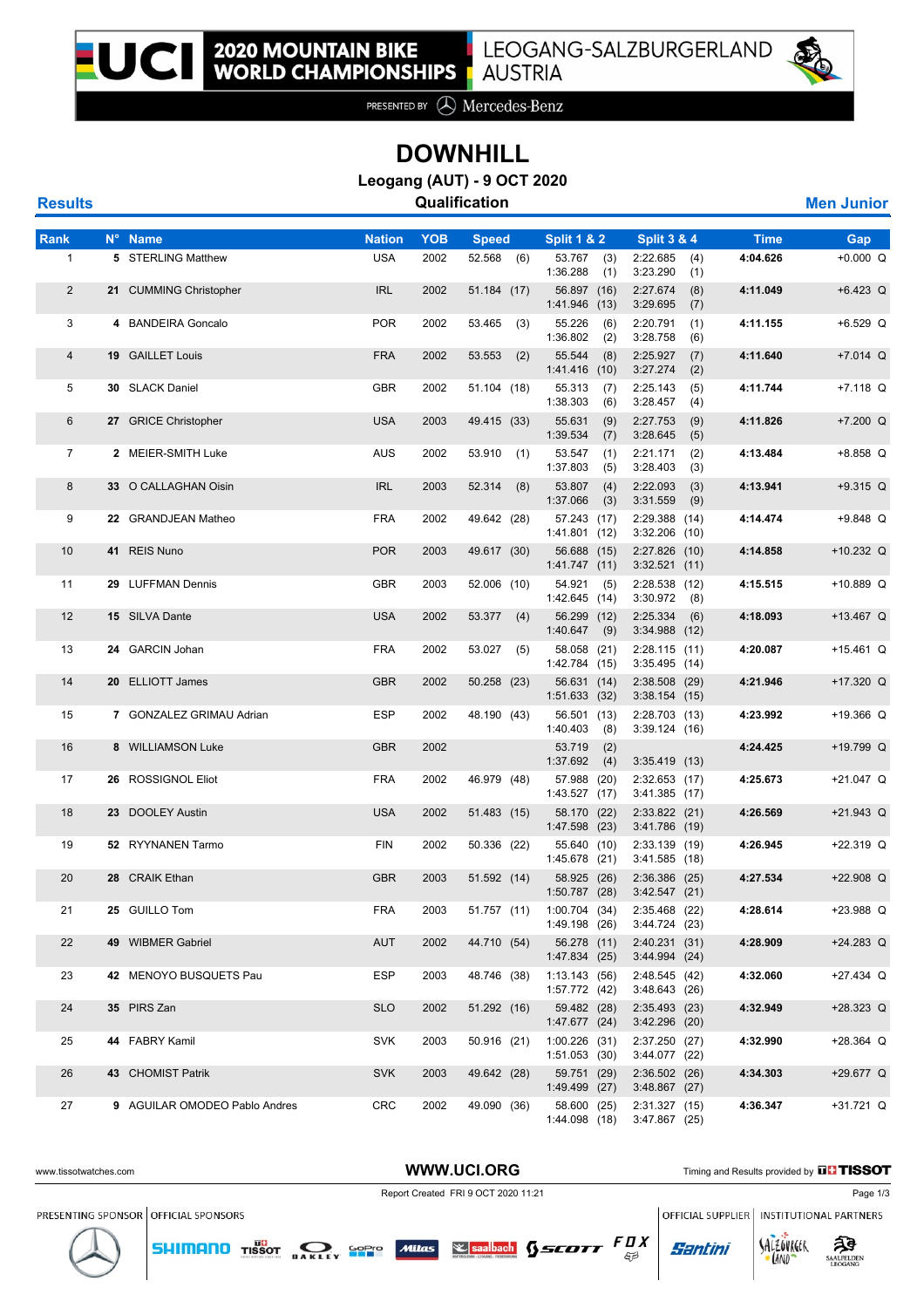# 2020 MOUNTAIN BIKE WORLD CHAMPIONSHIPS

LEOGANG-SALZBURGERLAND AUSTRIA

PRESENTED BY Mercedes-Benz

# DOWNHILL

## Leogang (AUT) - 9 OCT 2020

**Results** — **Qualification** — **Men Junior**

| Rank | N° | Name | Nation | YOB | Speed | Split 1 & 2 | Split 3 & 4 | Time | Gap |
|---|---|---|---|---|---|---|---|---|---|
| 1 | 5 | STERLING Matthew | USA | 2002 | 52.568 (6) | 53.767 (3) 1:36.288 (1) | 2:22.685 (4) 3:23.290 (1) | 4:04.626 | +0.000 Q |
| 2 | 21 | CUMMING Christopher | IRL | 2002 | 51.184 (17) | 56.897 (16) 1:41.946 (13) | 2:27.674 (8) 3:29.695 (7) | 4:11.049 | +6.423 Q |
| 3 | 4 | BANDEIRA Goncalo | POR | 2002 | 53.465 (3) | 55.226 (6) 1:36.802 (2) | 2:20.791 (1) 3:28.758 (6) | 4:11.155 | +6.529 Q |
| 4 | 19 | GAILLET Louis | FRA | 2002 | 53.553 (2) | 55.544 (8) 1:41.416 (10) | 2:25.927 (7) 3:27.274 (2) | 4:11.640 | +7.014 Q |
| 5 | 30 | SLACK Daniel | GBR | 2002 | 51.104 (18) | 55.313 (7) 1:38.303 (6) | 2:25.143 (5) 3:28.457 (4) | 4:11.744 | +7.118 Q |
| 6 | 27 | GRICE Christopher | USA | 2003 | 49.415 (33) | 55.631 (9) 1:39.534 (7) | 2:27.753 (9) 3:28.645 (5) | 4:11.826 | +7.200 Q |
| 7 | 2 | MEIER-SMITH Luke | AUS | 2002 | 53.910 (1) | 53.547 (1) 1:37.803 (5) | 2:21.171 (2) 3:28.403 (3) | 4:13.484 | +8.858 Q |
| 8 | 33 | O CALLAGHAN Oisin | IRL | 2003 | 52.314 (8) | 53.807 (4) 1:37.066 (3) | 2:22.093 (3) 3:31.559 (9) | 4:13.941 | +9.315 Q |
| 9 | 22 | GRANDJEAN Matheo | FRA | 2002 | 49.642 (28) | 57.243 (17) 1:41.801 (12) | 2:29.388 (14) 3:32.206 (10) | 4:14.474 | +9.848 Q |
| 10 | 41 | REIS Nuno | POR | 2003 | 49.617 (30) | 56.688 (15) 1:41.747 (11) | 2:27.826 (10) 3:32.521 (11) | 4:14.858 | +10.232 Q |
| 11 | 29 | LUFFMAN Dennis | GBR | 2003 | 52.006 (10) | 54.921 (5) 1:42.645 (14) | 2:28.538 (12) 3:30.972 (8) | 4:15.515 | +10.889 Q |
| 12 | 15 | SILVA Dante | USA | 2002 | 53.377 (4) | 56.299 (12) 1:40.647 (9) | 2:25.334 (6) 3:34.988 (12) | 4:18.093 | +13.467 Q |
| 13 | 24 | GARCIN Johan | FRA | 2002 | 53.027 (5) | 58.058 (21) 1:42.784 (15) | 2:28.115 (11) 3:35.495 (14) | 4:20.087 | +15.461 Q |
| 14 | 20 | ELLIOTT James | GBR | 2002 | 50.258 (23) | 56.631 (14) 1:51.633 (32) | 2:38.508 (29) 3:38.154 (15) | 4:21.946 | +17.320 Q |
| 15 | 7 | GONZALEZ GRIMAU Adrian | ESP | 2002 | 48.190 (43) | 56.501 (13) 1:40.403 (8) | 2:28.703 (13) 3:39.124 (16) | 4:23.992 | +19.366 Q |
| 16 | 8 | WILLIAMSON Luke | GBR | 2002 | | 53.719 (2) 1:37.692 (4) | 3:35.419 (13) | 4:24.425 | +19.799 Q |
| 17 | 26 | ROSSIGNOL Eliot | FRA | 2002 | 46.979 (48) | 57.988 (20) 1:43.527 (17) | 2:32.653 (17) 3:41.385 (17) | 4:25.673 | +21.047 Q |
| 18 | 23 | DOOLEY Austin | USA | 2002 | 51.483 (15) | 58.170 (22) 1:47.598 (23) | 2:33.822 (21) 3:41.786 (19) | 4:26.569 | +21.943 Q |
| 19 | 52 | RYYNANEN Tarmo | FIN | 2002 | 50.336 (22) | 55.640 (10) 1:45.678 (21) | 2:33.139 (19) 3:41.585 (18) | 4:26.945 | +22.319 Q |
| 20 | 28 | CRAIK Ethan | GBR | 2003 | 51.592 (14) | 58.925 (26) 1:50.787 (28) | 2:36.386 (25) 3:42.547 (21) | 4:27.534 | +22.908 Q |
| 21 | 25 | GUILLO Tom | FRA | 2003 | 51.757 (11) | 1:00.704 (34) 1:49.198 (26) | 2:35.468 (22) 3:44.724 (23) | 4:28.614 | +23.988 Q |
| 22 | 49 | WIBMER Gabriel | AUT | 2002 | 44.710 (54) | 56.278 (11) 1:47.834 (25) | 2:40.231 (31) 3:44.994 (24) | 4:28.909 | +24.283 Q |
| 23 | 42 | MENOYO BUSQUETS Pau | ESP | 2003 | 48.746 (38) | 1:13.143 (56) 1:57.772 (42) | 2:48.545 (42) 3:48.643 (26) | 4:32.060 | +27.434 Q |
| 24 | 35 | PIRS Zan | SLO | 2002 | 51.292 (16) | 59.482 (28) 1:47.677 (24) | 2:35.493 (23) 3:42.296 (20) | 4:32.949 | +28.323 Q |
| 25 | 44 | FABRY Kamil | SVK | 2003 | 50.916 (21) | 1:00.226 (31) 1:51.053 (30) | 2:37.250 (27) 3:44.077 (22) | 4:32.990 | +28.364 Q |
| 26 | 43 | CHOMIST Patrik | SVK | 2003 | 49.642 (28) | 59.751 (29) 1:49.499 (27) | 2:36.502 (26) 3:48.867 (27) | 4:34.303 | +29.677 Q |
| 27 | 9 | AGUILAR OMODEO Pablo Andres | CRC | 2002 | 49.090 (36) | 58.600 (25) 1:44.098 (18) | 2:31.327 (15) 3:47.867 (25) | 4:36.347 | +31.721 Q |

www.tissotwatches.com — WWW.UCI.ORG — Timing and Results provided by TISSOT

Report Created FRI 9 OCT 2020 11:21

PRESENTING SPONSOR | OFFICIAL SPONSORS | OFFICIAL SUPPLIER | INSTITUTIONAL PARTNERS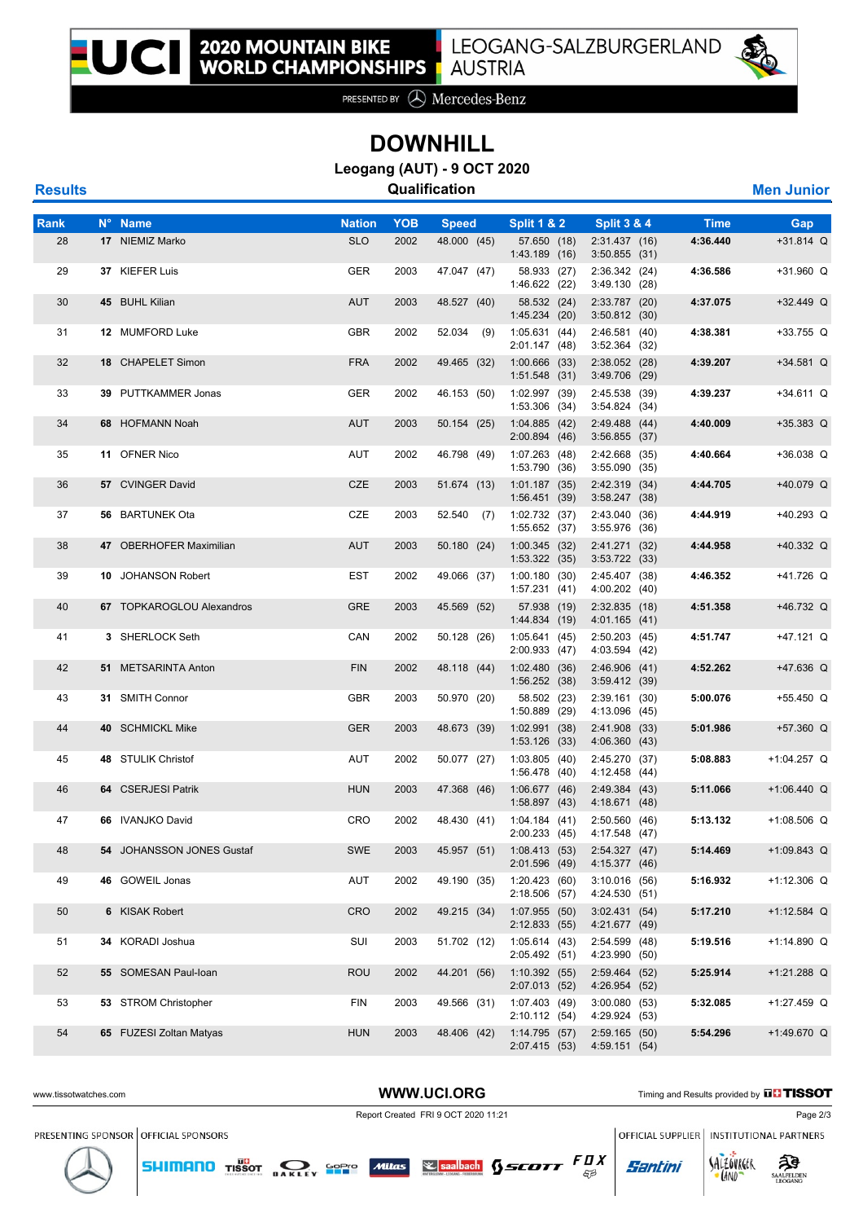# DOWNHILL

**Leogang (AUT) - 9 OCT 2020**

**Results** — **Qualification** — **Men Junior**

| Rank | N° | Name | Nation | YOB | Speed | Split 1 & 2 | Split 3 & 4 | Time | Gap |
|---|---|---|---|---|---|---|---|---|---|
| 28 | 17 | NIEMIZ Marko | SLO | 2002 | 48.000 (45) | 57.650 (18) 1:43.189 (16) | 2:31.437 (16) 3:50.855 (31) | 4:36.440 | +31.814 Q |
| 29 | 37 | KIEFER Luis | GER | 2003 | 47.047 (47) | 58.933 (27) 1:46.622 (22) | 2:36.342 (24) 3:49.130 (28) | 4:36.586 | +31.960 Q |
| 30 | 45 | BUHL Kilian | AUT | 2003 | 48.527 (40) | 58.532 (24) 1:45.234 (20) | 2:33.787 (20) 3:50.812 (30) | 4:37.075 | +32.449 Q |
| 31 | 12 | MUMFORD Luke | GBR | 2002 | 52.034 (9) | 1:05.631 (44) 2:01.147 (48) | 2:46.581 (40) 3:52.364 (32) | 4:38.381 | +33.755 Q |
| 32 | 18 | CHAPELET Simon | FRA | 2002 | 49.465 (32) | 1:00.666 (33) 1:51.548 (31) | 2:38.052 (28) 3:49.706 (29) | 4:39.207 | +34.581 Q |
| 33 | 39 | PUTTKAMMER Jonas | GER | 2002 | 46.153 (50) | 1:02.997 (39) 1:53.306 (34) | 2:45.538 (39) 3:54.824 (34) | 4:39.237 | +34.611 Q |
| 34 | 68 | HOFMANN Noah | AUT | 2003 | 50.154 (25) | 1:04.885 (42) 2:00.894 (46) | 2:49.488 (44) 3:56.855 (37) | 4:40.009 | +35.383 Q |
| 35 | 11 | OFNER Nico | AUT | 2002 | 46.798 (49) | 1:07.263 (48) 1:53.790 (36) | 2:42.668 (35) 3:55.090 (35) | 4:40.664 | +36.038 Q |
| 36 | 57 | CVINGER David | CZE | 2003 | 51.674 (13) | 1:01.187 (35) 1:56.451 (39) | 2:42.319 (34) 3:58.247 (38) | 4:44.705 | +40.079 Q |
| 37 | 56 | BARTUNEK Ota | CZE | 2003 | 52.540 (7) | 1:02.732 (37) 1:55.652 (37) | 2:43.040 (36) 3:55.976 (36) | 4:44.919 | +40.293 Q |
| 38 | 47 | OBERHOFER Maximilian | AUT | 2003 | 50.180 (24) | 1:00.345 (32) 1:53.322 (35) | 2:41.271 (32) 3:53.722 (33) | 4:44.958 | +40.332 Q |
| 39 | 10 | JOHANSON Robert | EST | 2002 | 49.066 (37) | 1:00.180 (30) 1:57.231 (41) | 2:45.407 (38) 4:00.202 (40) | 4:46.352 | +41.726 Q |
| 40 | 67 | TOPKAROGLOU Alexandros | GRE | 2003 | 45.569 (52) | 57.938 (19) 1:44.834 (19) | 2:32.835 (18) 4:01.165 (41) | 4:51.358 | +46.732 Q |
| 41 | 3 | SHERLOCK Seth | CAN | 2002 | 50.128 (26) | 1:05.641 (45) 2:00.933 (47) | 2:50.203 (45) 4:03.594 (42) | 4:51.747 | +47.121 Q |
| 42 | 51 | METSARINTA Anton | FIN | 2002 | 48.118 (44) | 1:02.480 (36) 1:56.252 (38) | 2:46.906 (41) 3:59.412 (39) | 4:52.262 | +47.636 Q |
| 43 | 31 | SMITH Connor | GBR | 2003 | 50.970 (20) | 58.502 (23) 1:50.889 (29) | 2:39.161 (30) 4:13.096 (45) | 5:00.076 | +55.450 Q |
| 44 | 40 | SCHMICKL Mike | GER | 2003 | 48.673 (39) | 1:02.991 (38) 1:53.126 (33) | 2:41.908 (33) 4:06.360 (43) | 5:01.986 | +57.360 Q |
| 45 | 48 | STULIK Christof | AUT | 2002 | 50.077 (27) | 1:03.805 (40) 1:56.478 (40) | 2:45.270 (37) 4:12.458 (44) | 5:08.883 | +1:04.257 Q |
| 46 | 64 | CSERJESI Patrik | HUN | 2003 | 47.368 (46) | 1:06.677 (46) 1:58.897 (43) | 2:49.384 (43) 4:18.671 (48) | 5:11.066 | +1:06.440 Q |
| 47 | 66 | IVANJKO David | CRO | 2002 | 48.430 (41) | 1:04.184 (41) 2:00.233 (45) | 2:50.560 (46) 4:17.548 (47) | 5:13.132 | +1:08.506 Q |
| 48 | 54 | JOHANSSON JONES Gustaf | SWE | 2003 | 45.957 (51) | 1:08.413 (53) 2:01.596 (49) | 2:54.327 (47) 4:15.377 (46) | 5:14.469 | +1:09.843 Q |
| 49 | 46 | GOWEIL Jonas | AUT | 2002 | 49.190 (35) | 1:20.423 (60) 2:18.506 (57) | 3:10.016 (56) 4:24.530 (51) | 5:16.932 | +1:12.306 Q |
| 50 | 6 | KISAK Robert | CRO | 2002 | 49.215 (34) | 1:07.955 (50) 2:12.833 (55) | 3:02.431 (54) 4:21.677 (49) | 5:17.210 | +1:12.584 Q |
| 51 | 34 | KORADI Joshua | SUI | 2003 | 51.702 (12) | 1:05.614 (43) 2:05.492 (51) | 2:54.599 (48) 4:23.990 (50) | 5:19.516 | +1:14.890 Q |
| 52 | 55 | SOMESAN Paul-Ioan | ROU | 2002 | 44.201 (56) | 1:10.392 (55) 2:07.013 (52) | 2:59.464 (52) 4:26.954 (52) | 5:25.914 | +1:21.288 Q |
| 53 | 53 | STROM Christopher | FIN | 2003 | 49.566 (31) | 1:07.403 (49) 2:10.112 (54) | 3:00.080 (53) 4:29.924 (53) | 5:32.085 | +1:27.459 Q |
| 54 | 65 | FUZESI Zoltan Matyas | HUN | 2003 | 48.406 (42) | 1:14.795 (57) 2:07.415 (53) | 2:59.165 (50) 4:59.151 (54) | 5:54.296 | +1:49.670 Q |

www.tissotwatches.com — WWW.UCI.ORG — Timing and Results provided by TISSOT

Report Created FRI 9 OCT 2020 11:21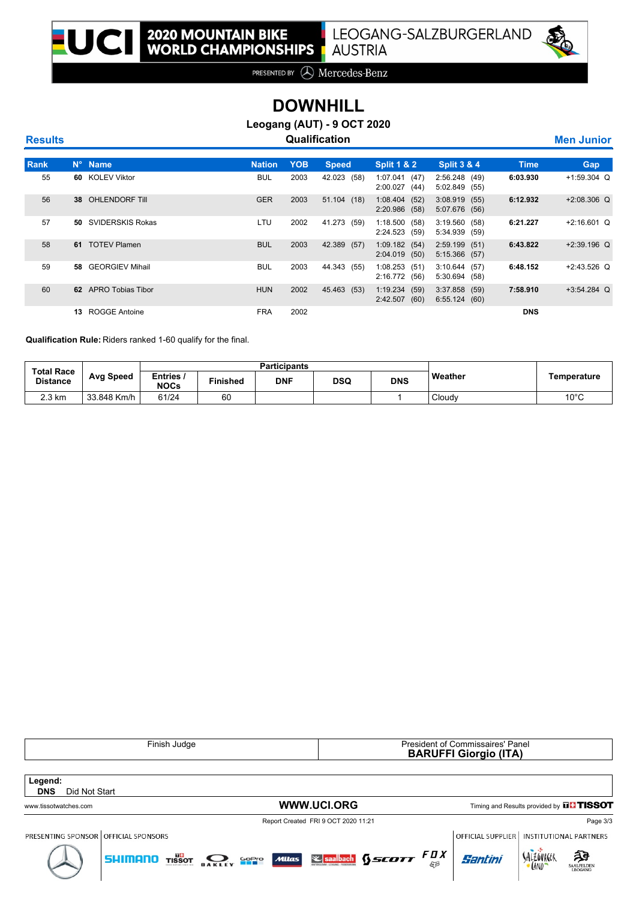# DOWNHILL

**Leogang (AUT) - 9 OCT 2020**

**Results** — **Qualification** — **Men Junior**

| Rank | N° | Name | Nation | YOB | Speed | Split 1 & 2 | Split 3 & 4 | Time | Gap |
|---|---|---|---|---|---|---|---|---|---|
| 55 | **60** | KOLEV Viktor | BUL | 2003 | 42.023 (58) | 1:07.041 (47)<br>2:00.027 (44) | 2:56.248 (49)<br>5:02.849 (55) | **6:03.930** | +1:59.304 Q |
| 56 | **38** | OHLENDORF Till | GER | 2003 | 51.104 (18) | 1:08.404 (52)<br>2:20.986 (58) | 3:08.919 (55)<br>5:07.676 (56) | **6:12.932** | +2:08.306 Q |
| 57 | **50** | SVIDERSKIS Rokas | LTU | 2002 | 41.273 (59) | 1:18.500 (58)<br>2:24.523 (59) | 3:19.560 (58)<br>5:34.939 (59) | **6:21.227** | +2:16.601 Q |
| 58 | **61** | TOTEV Plamen | BUL | 2003 | 42.389 (57) | 1:09.182 (54)<br>2:04.019 (50) | 2:59.199 (51)<br>5:15.366 (57) | **6:43.822** | +2:39.196 Q |
| 59 | **58** | GEORGIEV Mihail | BUL | 2003 | 44.343 (55) | 1:08.253 (51)<br>2:16.772 (56) | 3:10.644 (57)<br>5:30.694 (58) | **6:48.152** | +2:43.526 Q |
| 60 | **62** | APRO Tobias Tibor | HUN | 2002 | 45.463 (53) | 1:19.234 (59)<br>2:42.507 (60) | 3:37.858 (59)<br>6:55.124 (60) | **7:58.910** | +3:54.284 Q |
| | **13** | ROGGE Antoine | FRA | 2002 | | | | **DNS** | |

**Qualification Rule:** Riders ranked 1-60 qualify for the final.

| Total Race Distance | Avg Speed | Participants | | | | | Weather | Temperature |
|---|---|---|---|---|---|---|---|---|
| | | Entries / NOCs | Finished | DNF | DSQ | DNS | | |
| 2.3 km | 33.848 Km/h | 61/24 | 60 | | | 1 | Cloudy | 10°C |

| Finish Judge | President of Commissaires' Panel |
|---|---|
| | **BARUFFI Giorgio (ITA)** |

**Legend:**
**DNS** Did Not Start